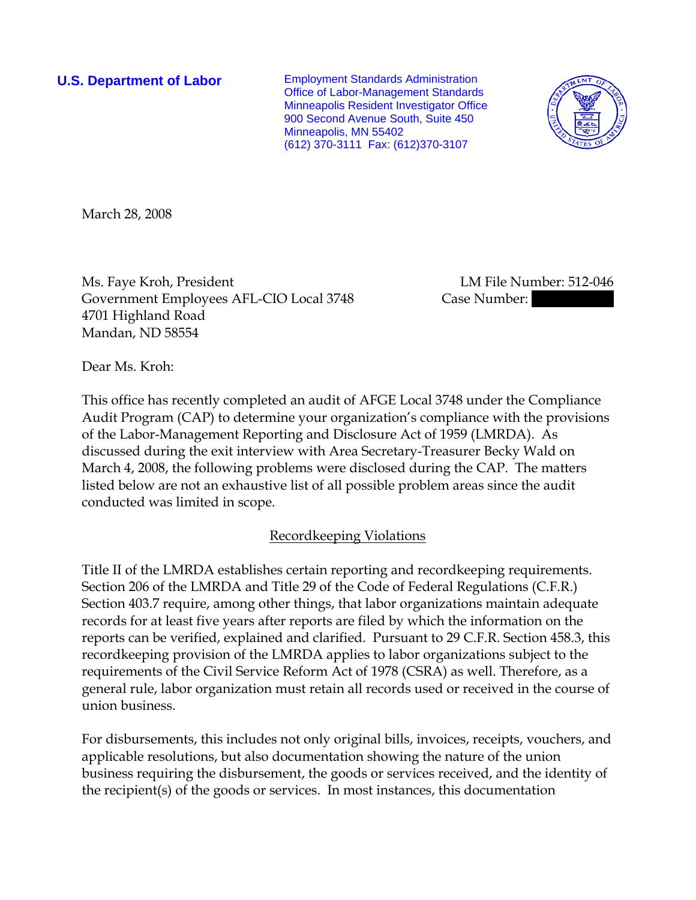**U.S. Department of Labor**

Employment Standards Administration
Office of Labor-Management Standards
Minneapolis Resident Investigator Office
900 Second Avenue South, Suite 450
Minneapolis, MN 55402
(612) 370-3111 Fax: (612)370-3107

March 28, 2008

Ms. Faye Kroh, President
Government Employees AFL-CIO Local 3748
4701 Highland Road
Mandan, ND 58554

LM File Number: 512-046
Case Number:

Dear Ms. Kroh:

This office has recently completed an audit of AFGE Local 3748 under the Compliance Audit Program (CAP) to determine your organization's compliance with the provisions of the Labor-Management Reporting and Disclosure Act of 1959 (LMRDA). As discussed during the exit interview with Area Secretary-Treasurer Becky Wald on March 4, 2008, the following problems were disclosed during the CAP. The matters listed below are not an exhaustive list of all possible problem areas since the audit conducted was limited in scope.

## Recordkeeping Violations

Title II of the LMRDA establishes certain reporting and recordkeeping requirements. Section 206 of the LMRDA and Title 29 of the Code of Federal Regulations (C.F.R.) Section 403.7 require, among other things, that labor organizations maintain adequate records for at least five years after reports are filed by which the information on the reports can be verified, explained and clarified. Pursuant to 29 C.F.R. Section 458.3, this recordkeeping provision of the LMRDA applies to labor organizations subject to the requirements of the Civil Service Reform Act of 1978 (CSRA) as well. Therefore, as a general rule, labor organization must retain all records used or received in the course of union business.

For disbursements, this includes not only original bills, invoices, receipts, vouchers, and applicable resolutions, but also documentation showing the nature of the union business requiring the disbursement, the goods or services received, and the identity of the recipient(s) of the goods or services. In most instances, this documentation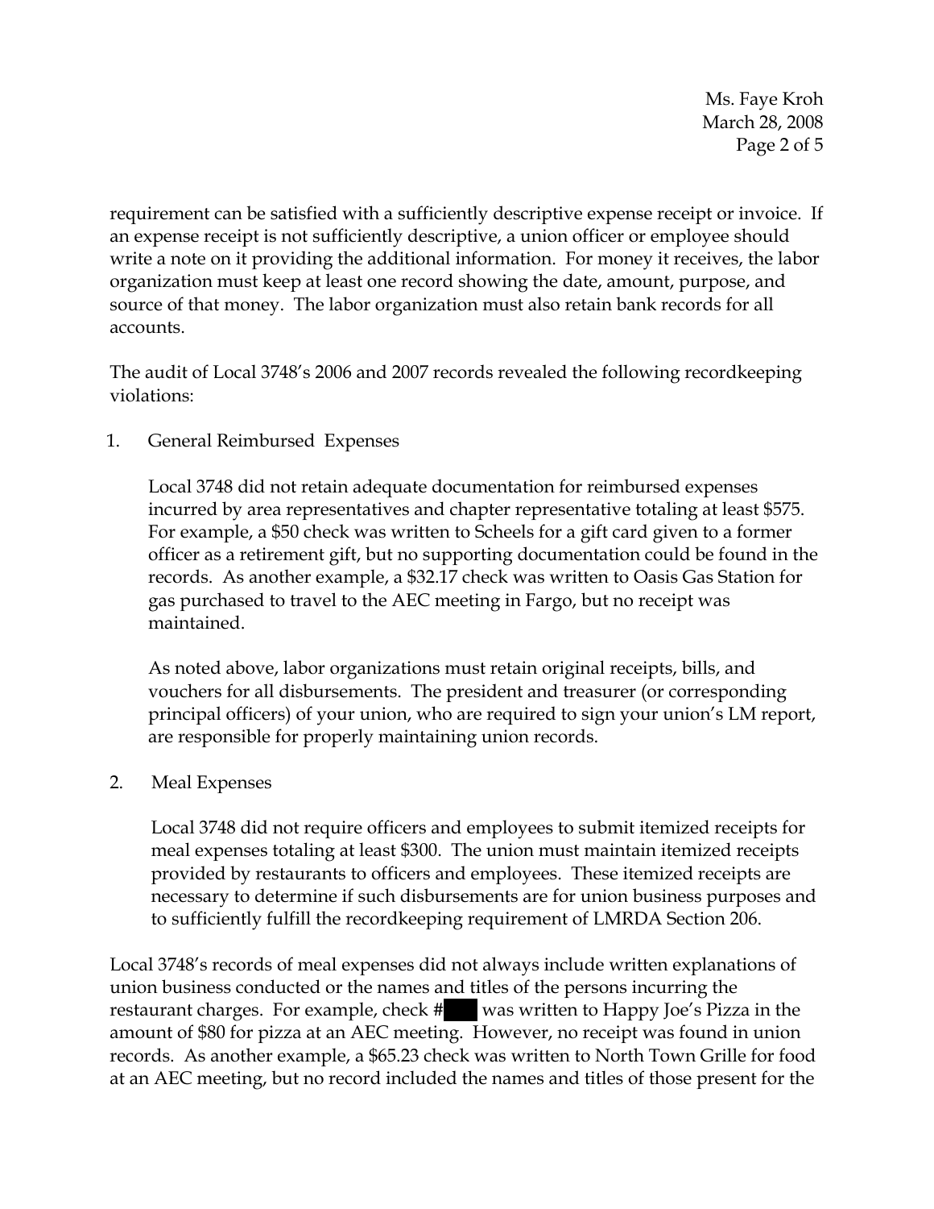requirement can be satisfied with a sufficiently descriptive expense receipt or invoice. If an expense receipt is not sufficiently descriptive, a union officer or employee should write a note on it providing the additional information. For money it receives, the labor organization must keep at least one record showing the date, amount, purpose, and source of that money. The labor organization must also retain bank records for all accounts.

The audit of Local 3748's 2006 and 2007 records revealed the following recordkeeping violations:

1. General Reimbursed Expenses

   Local 3748 did not retain adequate documentation for reimbursed expenses incurred by area representatives and chapter representative totaling at least $575. For example, a $50 check was written to Scheels for a gift card given to a former officer as a retirement gift, but no supporting documentation could be found in the records. As another example, a $32.17 check was written to Oasis Gas Station for gas purchased to travel to the AEC meeting in Fargo, but no receipt was maintained.

   As noted above, labor organizations must retain original receipts, bills, and vouchers for all disbursements. The president and treasurer (or corresponding principal officers) of your union, who are required to sign your union's LM report, are responsible for properly maintaining union records.

2. Meal Expenses

   Local 3748 did not require officers and employees to submit itemized receipts for meal expenses totaling at least $300. The union must maintain itemized receipts provided by restaurants to officers and employees. These itemized receipts are necessary to determine if such disbursements are for union business purposes and to sufficiently fulfill the recordkeeping requirement of LMRDA Section 206.

Local 3748's records of meal expenses did not always include written explanations of union business conducted or the names and titles of the persons incurring the restaurant charges. For example, check # was written to Happy Joe's Pizza in the amount of $80 for pizza at an AEC meeting. However, no receipt was found in union records. As another example, a $65.23 check was written to North Town Grille for food at an AEC meeting, but no record included the names and titles of those present for the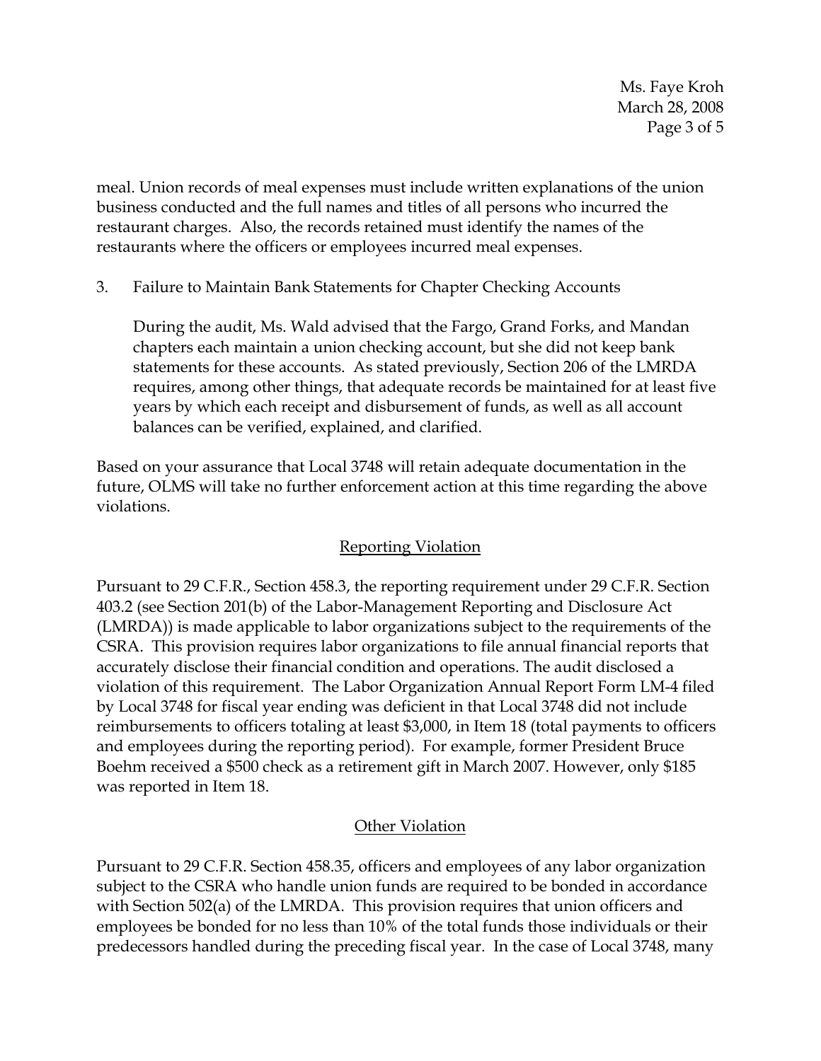meal. Union records of meal expenses must include written explanations of the union business conducted and the full names and titles of all persons who incurred the restaurant charges. Also, the records retained must identify the names of the restaurants where the officers or employees incurred meal expenses.

3. Failure to Maintain Bank Statements for Chapter Checking Accounts

   During the audit, Ms. Wald advised that the Fargo, Grand Forks, and Mandan chapters each maintain a union checking account, but she did not keep bank statements for these accounts. As stated previously, Section 206 of the LMRDA requires, among other things, that adequate records be maintained for at least five years by which each receipt and disbursement of funds, as well as all account balances can be verified, explained, and clarified.

Based on your assurance that Local 3748 will retain adequate documentation in the future, OLMS will take no further enforcement action at this time regarding the above violations.

## Reporting Violation

Pursuant to 29 C.F.R., Section 458.3, the reporting requirement under 29 C.F.R. Section 403.2 (see Section 201(b) of the Labor-Management Reporting and Disclosure Act (LMRDA)) is made applicable to labor organizations subject to the requirements of the CSRA. This provision requires labor organizations to file annual financial reports that accurately disclose their financial condition and operations. The audit disclosed a violation of this requirement. The Labor Organization Annual Report Form LM-4 filed by Local 3748 for fiscal year ending was deficient in that Local 3748 did not include reimbursements to officers totaling at least $3,000, in Item 18 (total payments to officers and employees during the reporting period). For example, former President Bruce Boehm received a $500 check as a retirement gift in March 2007. However, only $185 was reported in Item 18.

## Other Violation

Pursuant to 29 C.F.R. Section 458.35, officers and employees of any labor organization subject to the CSRA who handle union funds are required to be bonded in accordance with Section 502(a) of the LMRDA. This provision requires that union officers and employees be bonded for no less than 10% of the total funds those individuals or their predecessors handled during the preceding fiscal year. In the case of Local 3748, many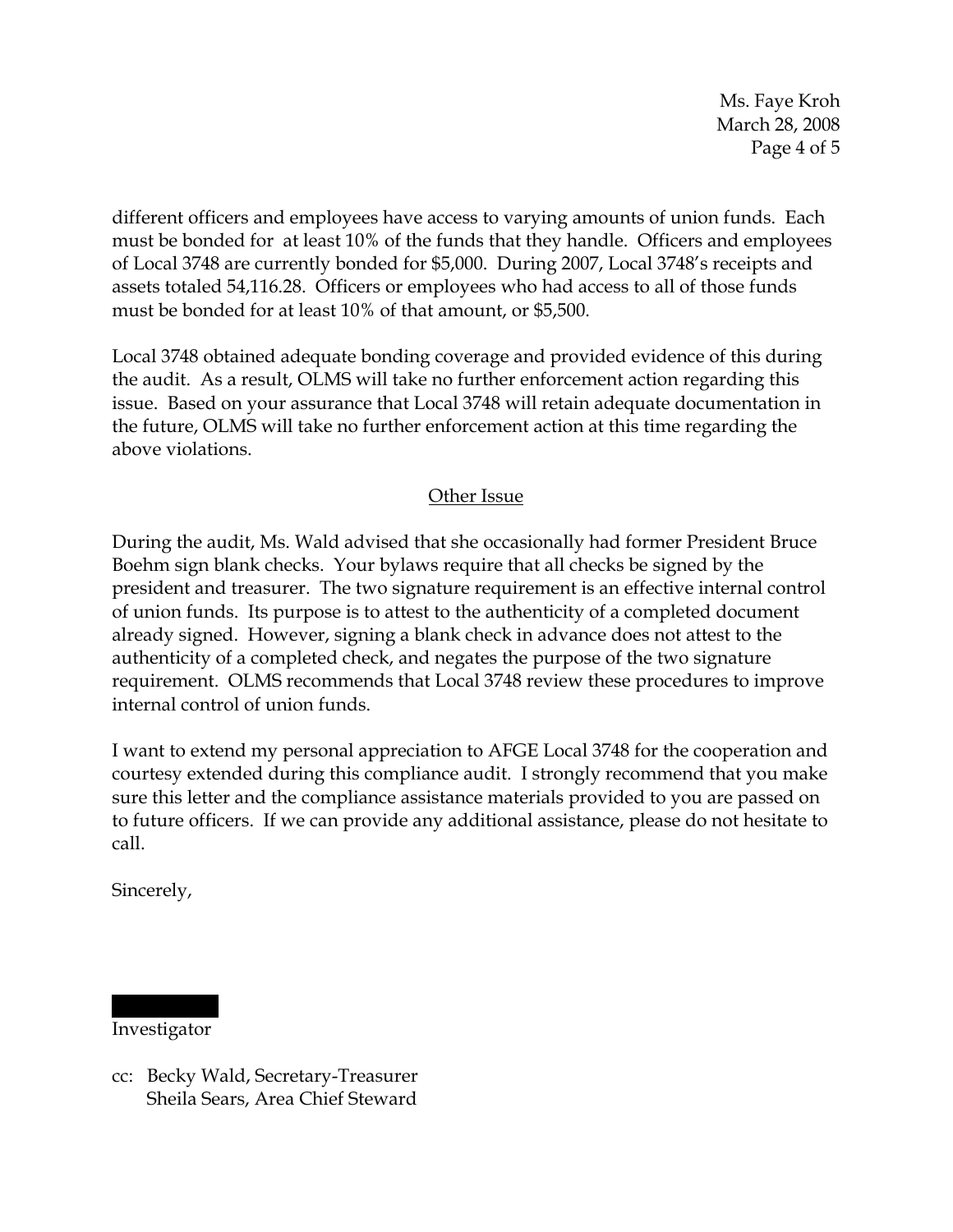different officers and employees have access to varying amounts of union funds. Each must be bonded for at least 10% of the funds that they handle. Officers and employees of Local 3748 are currently bonded for $5,000. During 2007, Local 3748's receipts and assets totaled 54,116.28. Officers or employees who had access to all of those funds must be bonded for at least 10% of that amount, or $5,500.

Local 3748 obtained adequate bonding coverage and provided evidence of this during the audit. As a result, OLMS will take no further enforcement action regarding this issue. Based on your assurance that Local 3748 will retain adequate documentation in the future, OLMS will take no further enforcement action at this time regarding the above violations.

## Other Issue

During the audit, Ms. Wald advised that she occasionally had former President Bruce Boehm sign blank checks. Your bylaws require that all checks be signed by the president and treasurer. The two signature requirement is an effective internal control of union funds. Its purpose is to attest to the authenticity of a completed document already signed. However, signing a blank check in advance does not attest to the authenticity of a completed check, and negates the purpose of the two signature requirement. OLMS recommends that Local 3748 review these procedures to improve internal control of union funds.

I want to extend my personal appreciation to AFGE Local 3748 for the cooperation and courtesy extended during this compliance audit. I strongly recommend that you make sure this letter and the compliance assistance materials provided to you are passed on to future officers. If we can provide any additional assistance, please do not hesitate to call.

Sincerely,

Investigator

cc: Becky Wald, Secretary-Treasurer
Sheila Sears, Area Chief Steward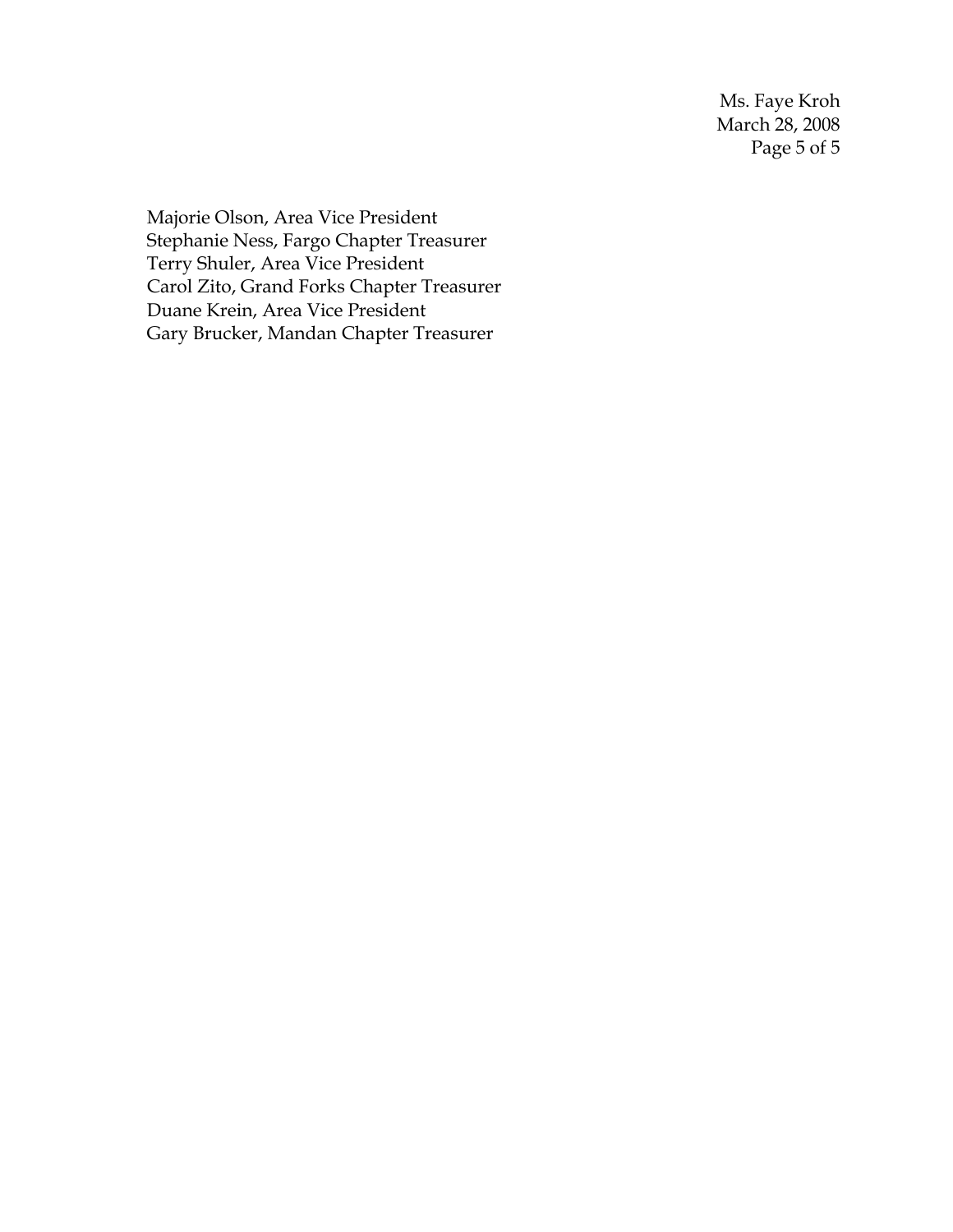Majorie Olson, Area Vice President
Stephanie Ness, Fargo Chapter Treasurer
Terry Shuler, Area Vice President
Carol Zito, Grand Forks Chapter Treasurer
Duane Krein, Area Vice President
Gary Brucker, Mandan Chapter Treasurer